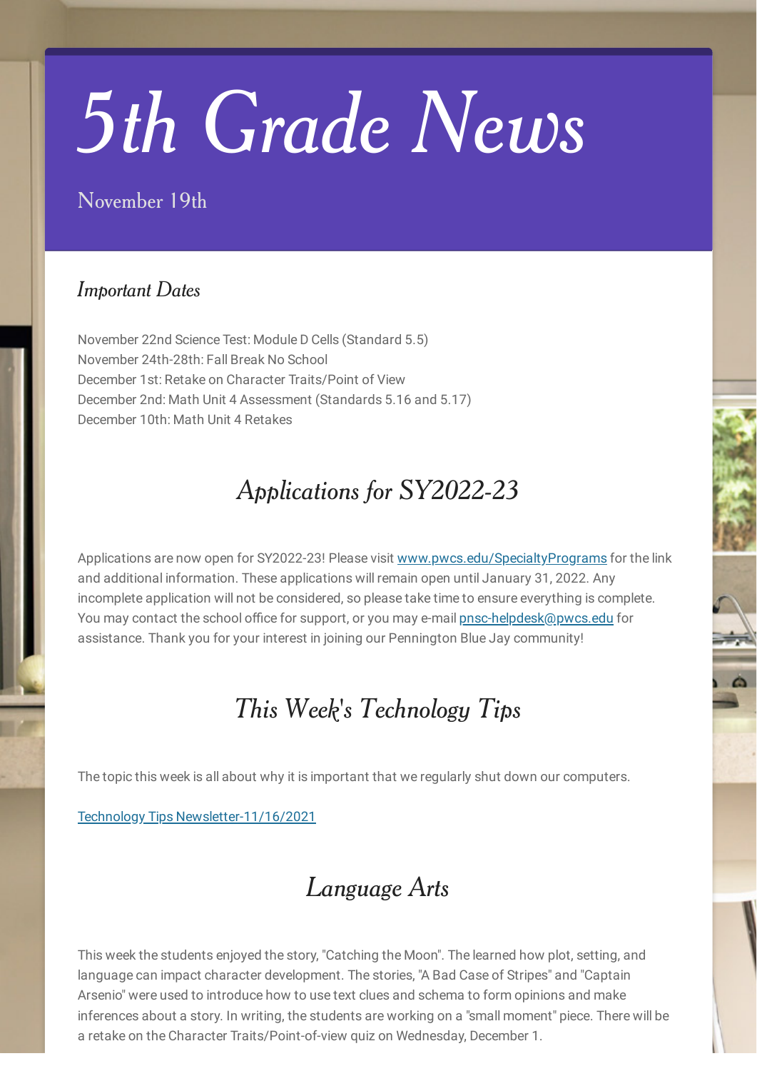# 5th Grade News

November 19th

### Important Dates

November 22nd Science Test: Module D Cells (Standard 5.5)
November 24th-28th: Fall Break No School
December 1st: Retake on Character Traits/Point of View
December 2nd: Math Unit 4 Assessment (Standards 5.16 and 5.17)
December 10th: Math Unit 4 Retakes

## Applications for SY2022-23

Applications are now open for SY2022-23! Please visit [www.pwcs.edu/SpecialtyPrograms](www.pwcs.edu/SpecialtyPrograms) for the link and additional information. These applications will remain open until January 31, 2022. Any incomplete application will not be considered, so please take time to ensure everything is complete. You may contact the school office for support, or you may e-mail [pnsc-helpdesk@pwcs.edu](mailto:pnsc-helpdesk@pwcs.edu) for assistance. Thank you for your interest in joining our Pennington Blue Jay community!

## This Week's Technology Tips

The topic this week is all about why it is important that we regularly shut down our computers.

Technology Tips Newsletter-11/16/2021

## Language Arts

This week the students enjoyed the story, "Catching the Moon". The learned how plot, setting, and language can impact character development. The stories, "A Bad Case of Stripes" and "Captain Arsenio" were used to introduce how to use text clues and schema to form opinions and make inferences about a story. In writing, the students are working on a "small moment" piece. There will be a retake on the Character Traits/Point-of-view quiz on Wednesday, December 1.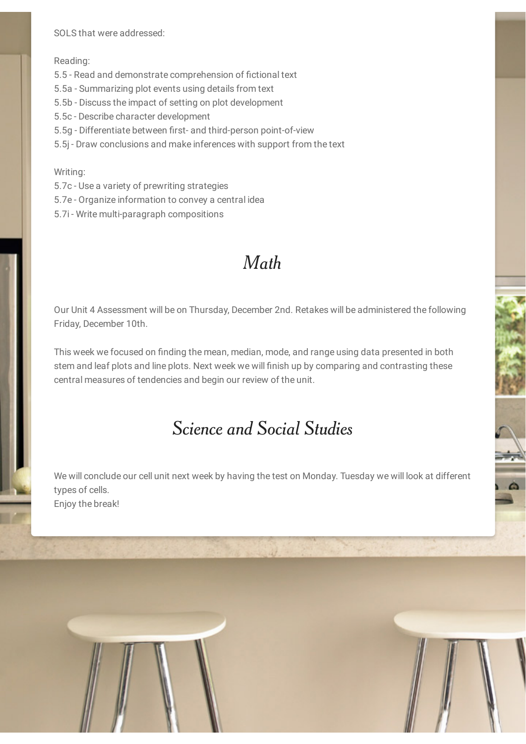SOLS that were addressed:

Reading:

5.5 - Read and demonstrate comprehension of fictional text
5.5a - Summarizing plot events using details from text
5.5b - Discuss the impact of setting on plot development
5.5c - Describe character development
5.5g - Differentiate between first- and third-person point-of-view
5.5j - Draw conclusions and make inferences with support from the text

Writing:

5.7c - Use a variety of prewriting strategies
5.7e - Organize information to convey a central idea
5.7i - Write multi-paragraph compositions

## *Math*

Our Unit 4 Assessment will be on Thursday, December 2nd. Retakes will be administered the following Friday, December 10th.

This week we focused on finding the mean, median, mode, and range using data presented in both stem and leaf plots and line plots. Next week we will finish up by comparing and contrasting these central measures of tendencies and begin our review of the unit.

## *Science and Social Studies*

We will conclude our cell unit next week by having the test on Monday. Tuesday we will look at different types of cells.
Enjoy the break!